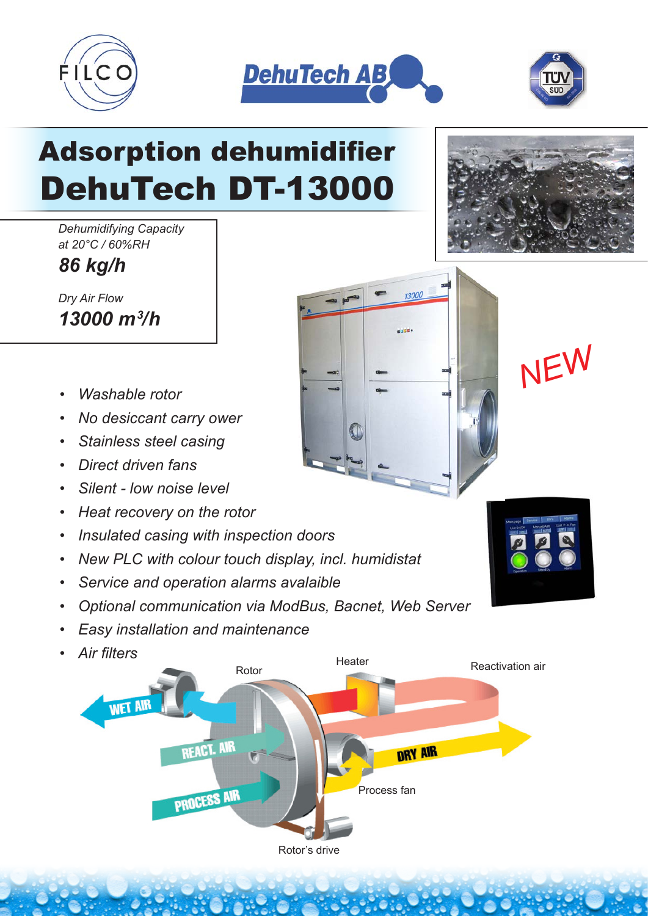# Adsorption dehumidifier

# DehuTech DT-13000

*Dehumidifying Capacity at 20°C / 60%RH*

***86 kg/h***

*Dry Air Flow*

***13000 m³/h***

NEW

- *Washable rotor*
- *No desiccant carry ower*
- *Stainless steel casing*
- *Direct driven fans*
- *Silent - low noise level*
- *Heat recovery on the rotor*
- *Insulated casing with inspection doors*
- *New PLC with colour touch display, incl. humidistat*
- *Service and operation alarms avalaible*
- *Optional communication via ModBus, Bacnet, Web Server*
- *Easy installation and maintenance*
- *Air filters*

Rotor

Heater

Reactivation air

WET AIR

REACT. AIR

PROCESS AIR

DRY AIR

Process fan

Rotor's drive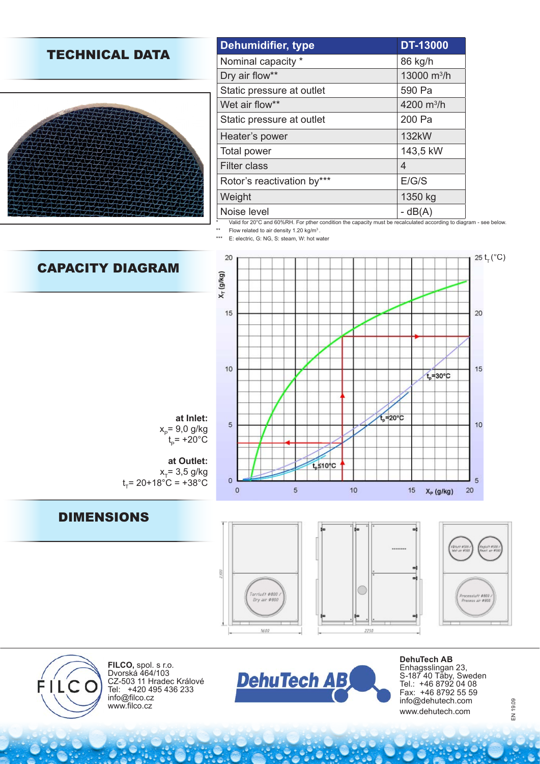## TECHNICAL DATA

| Dehumidifier, type | DT-13000 |
|---|---|
| Nominal capacity * | 86 kg/h |
| Dry air flow** | 13000 m³/h |
| Static pressure at outlet | 590 Pa |
| Wet air flow** | 4200 m³/h |
| Static pressure at outlet | 200 Pa |
| Heater's power | 132kW |
| Total power | 143,5 kW |
| Filter class | 4 |
| Rotor's reactivation by*** | E/G/S |
| Weight | 1350 kg |
| Noise level | - dB(A) |

\* Valid for 20°C and 60%RH. For pther condition the capacity must be recalculated according to diagram - see below.

** Flow related to air density 1.20 kg/m³.

*** E: electric, G: NG, S: steam, W: hot water

## CAPACITY DIAGRAM

$X_T$ (g/kg)

$t_T$ (°C)

$X_P$ (g/kg)

$t_p$=30°C

$t_p$=20°C

$t_p$≤10°C

0, 5, 10, 15, 20

5, 10, 15, 20, 25

**at Inlet:**

$x_P$= 9,0 g/kg

$t_P$= +20°C

**at Outlet:**

$x_T$= 3,5 g/kg

$t_T$= 20+18°C = +38°C

## DIMENSIONS

2300

1600

2250

Torrluft ø800 / Dry air ø800

Våtluft ø500 / Wet air ø500

Regluft ø500 / React. air ø500

Processluft ø800 / Process air ø800

**FILCO,** spol. s r.o.
Dvorská 464/103
CZ-503 11 Hradec Králové
Tel: +420 495 436 233
info@filco.cz
www.filco.cz

**DehuTech AB**
Enhagsslingan 23,
S-187 40 Täby, Sweden
Tel.: +46 8792 04 08
Fax: +46 8792 55 59
info@dehutech.com
www.dehutech.com

EN 19.09